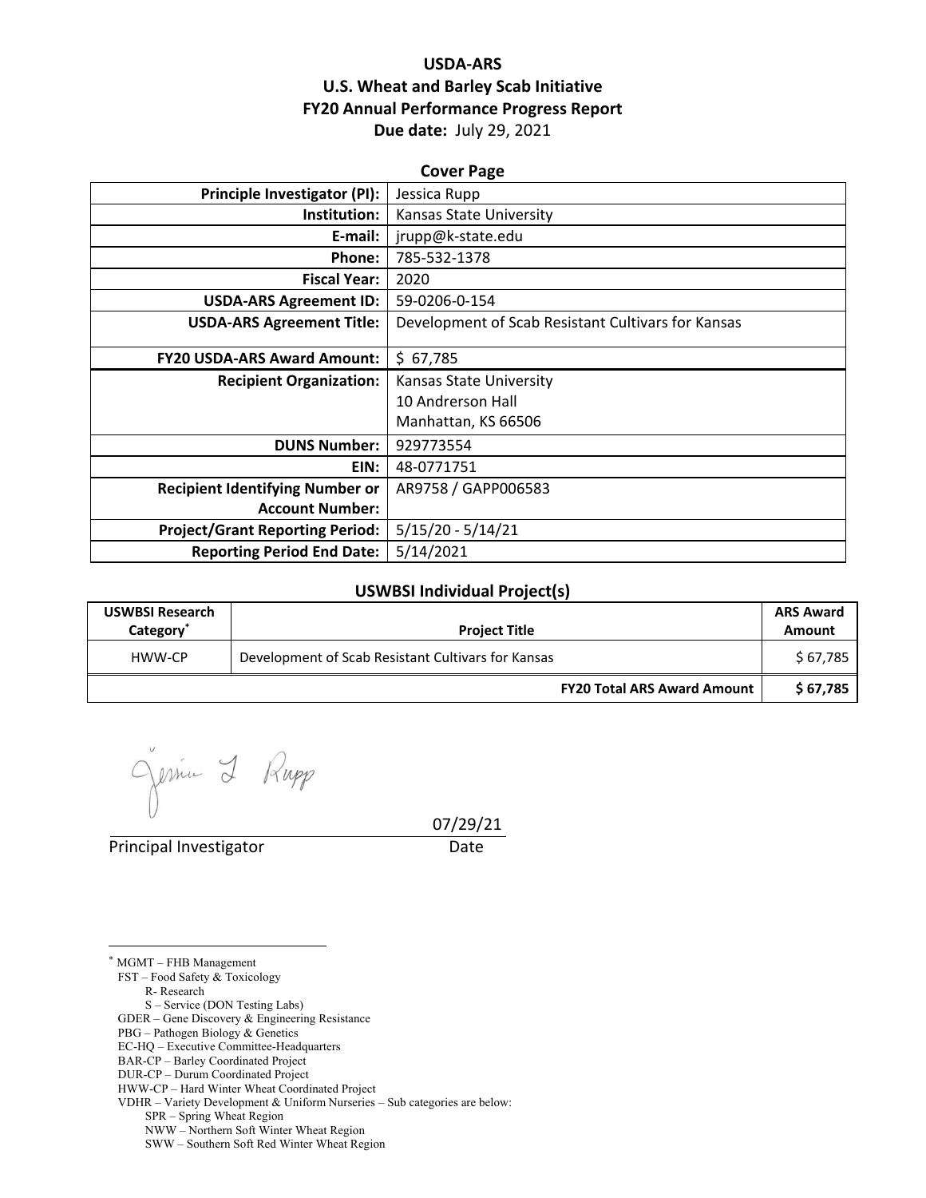# USDA-ARS
# U.S. Wheat and Barley Scab Initiative
# FY20 Annual Performance Progress Report
**Due date:** July 29, 2021

## Cover Page

| | |
|---:|---|
| **Principle Investigator (PI):** | Jessica Rupp |
| **Institution:** | Kansas State University |
| **E-mail:** | jrupp@k-state.edu |
| **Phone:** | 785-532-1378 |
| **Fiscal Year:** | 2020 |
| **USDA-ARS Agreement ID:** | 59-0206-0-154 |
| **USDA-ARS Agreement Title:** | Development of Scab Resistant Cultivars for Kansas |
| **FY20 USDA-ARS Award Amount:** | $ 67,785 |
| **Recipient Organization:** | Kansas State University<br>10 Andrerson Hall<br>Manhattan, KS 66506 |
| **DUNS Number:** | 929773554 |
| **EIN:** | 48-0771751 |
| **Recipient Identifying Number or Account Number:** | AR9758 / GAPP006583 |
| **Project/Grant Reporting Period:** | 5/15/20 - 5/14/21 |
| **Reporting Period End Date:** | 5/14/2021 |

## USWBSI Individual Project(s)

| USWBSI Research Category* | Project Title | ARS Award Amount |
|---|---|---|
| HWW-CP | Development of Scab Resistant Cultivars for Kansas | $ 67,785 |
| | **FY20 Total ARS Award Amount** | **$ 67,785** |

Jessica L Rupp

Principal Investigator — Date: 07/29/21

---

\* MGMT – FHB Management
FST – Food Safety & Toxicology
 R- Research
 S – Service (DON Testing Labs)
GDER – Gene Discovery & Engineering Resistance
PBG – Pathogen Biology & Genetics
EC-HQ – Executive Committee-Headquarters
BAR-CP – Barley Coordinated Project
DUR-CP – Durum Coordinated Project
HWW-CP – Hard Winter Wheat Coordinated Project
VDHR – Variety Development & Uniform Nurseries – Sub categories are below:
 SPR – Spring Wheat Region
 NWW – Northern Soft Winter Wheat Region
 SWW – Southern Soft Red Winter Wheat Region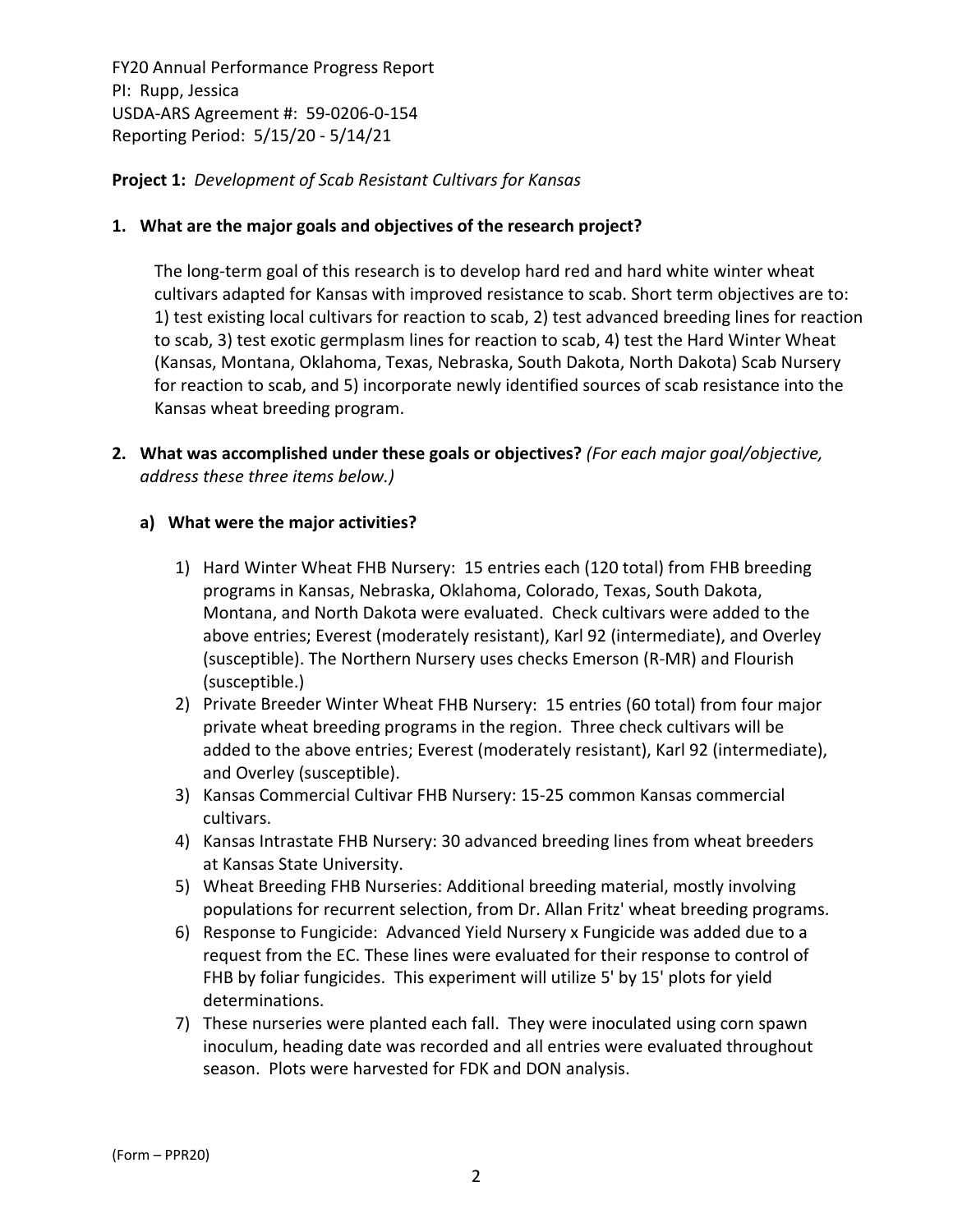FY20 Annual Performance Progress Report
PI: Rupp, Jessica
USDA-ARS Agreement #: 59-0206-0-154
Reporting Period: 5/15/20 - 5/14/21

**Project 1:** *Development of Scab Resistant Cultivars for Kansas*

**1. What are the major goals and objectives of the research project?**

The long-term goal of this research is to develop hard red and hard white winter wheat cultivars adapted for Kansas with improved resistance to scab. Short term objectives are to: 1) test existing local cultivars for reaction to scab, 2) test advanced breeding lines for reaction to scab, 3) test exotic germplasm lines for reaction to scab, 4) test the Hard Winter Wheat (Kansas, Montana, Oklahoma, Texas, Nebraska, South Dakota, North Dakota) Scab Nursery for reaction to scab, and 5) incorporate newly identified sources of scab resistance into the Kansas wheat breeding program.

**2. What was accomplished under these goals or objectives?** *(For each major goal/objective, address these three items below.)*

**a) What were the major activities?**

1) Hard Winter Wheat FHB Nursery: 15 entries each (120 total) from FHB breeding programs in Kansas, Nebraska, Oklahoma, Colorado, Texas, South Dakota, Montana, and North Dakota were evaluated. Check cultivars were added to the above entries; Everest (moderately resistant), Karl 92 (intermediate), and Overley (susceptible). The Northern Nursery uses checks Emerson (R-MR) and Flourish (susceptible.)
2) Private Breeder Winter Wheat FHB Nursery: 15 entries (60 total) from four major private wheat breeding programs in the region. Three check cultivars will be added to the above entries; Everest (moderately resistant), Karl 92 (intermediate), and Overley (susceptible).
3) Kansas Commercial Cultivar FHB Nursery: 15-25 common Kansas commercial cultivars.
4) Kansas Intrastate FHB Nursery: 30 advanced breeding lines from wheat breeders at Kansas State University.
5) Wheat Breeding FHB Nurseries: Additional breeding material, mostly involving populations for recurrent selection, from Dr. Allan Fritz' wheat breeding programs.
6) Response to Fungicide: Advanced Yield Nursery x Fungicide was added due to a request from the EC. These lines were evaluated for their response to control of FHB by foliar fungicides. This experiment will utilize 5' by 15' plots for yield determinations.
7) These nurseries were planted each fall. They were inoculated using corn spawn inoculum, heading date was recorded and all entries were evaluated throughout season. Plots were harvested for FDK and DON analysis.

(Form – PPR20)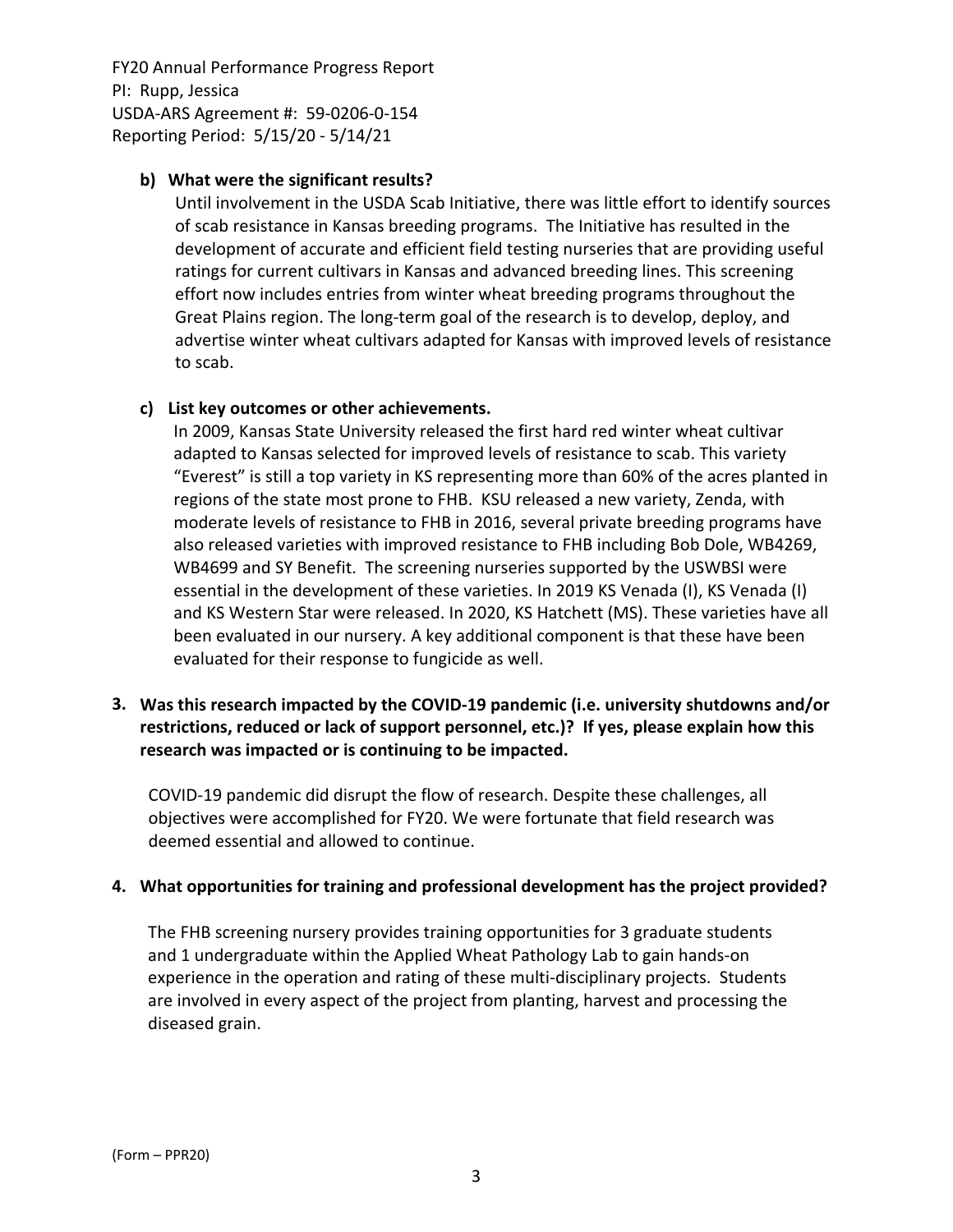**b) What were the significant results?**

Until involvement in the USDA Scab Initiative, there was little effort to identify sources of scab resistance in Kansas breeding programs. The Initiative has resulted in the development of accurate and efficient field testing nurseries that are providing useful ratings for current cultivars in Kansas and advanced breeding lines. This screening effort now includes entries from winter wheat breeding programs throughout the Great Plains region. The long-term goal of the research is to develop, deploy, and advertise winter wheat cultivars adapted for Kansas with improved levels of resistance to scab.

**c) List key outcomes or other achievements.**

In 2009, Kansas State University released the first hard red winter wheat cultivar adapted to Kansas selected for improved levels of resistance to scab. This variety "Everest" is still a top variety in KS representing more than 60% of the acres planted in regions of the state most prone to FHB. KSU released a new variety, Zenda, with moderate levels of resistance to FHB in 2016, several private breeding programs have also released varieties with improved resistance to FHB including Bob Dole, WB4269, WB4699 and SY Benefit. The screening nurseries supported by the USWBSI were essential in the development of these varieties. In 2019 KS Venada (I), KS Venada (I) and KS Western Star were released. In 2020, KS Hatchett (MS). These varieties have all been evaluated in our nursery. A key additional component is that these have been evaluated for their response to fungicide as well.

**3. Was this research impacted by the COVID-19 pandemic (i.e. university shutdowns and/or restrictions, reduced or lack of support personnel, etc.)? If yes, please explain how this research was impacted or is continuing to be impacted.**

COVID-19 pandemic did disrupt the flow of research. Despite these challenges, all objectives were accomplished for FY20. We were fortunate that field research was deemed essential and allowed to continue.

**4. What opportunities for training and professional development has the project provided?**

The FHB screening nursery provides training opportunities for 3 graduate students and 1 undergraduate within the Applied Wheat Pathology Lab to gain hands-on experience in the operation and rating of these multi-disciplinary projects. Students are involved in every aspect of the project from planting, harvest and processing the diseased grain.

(Form – PPR20)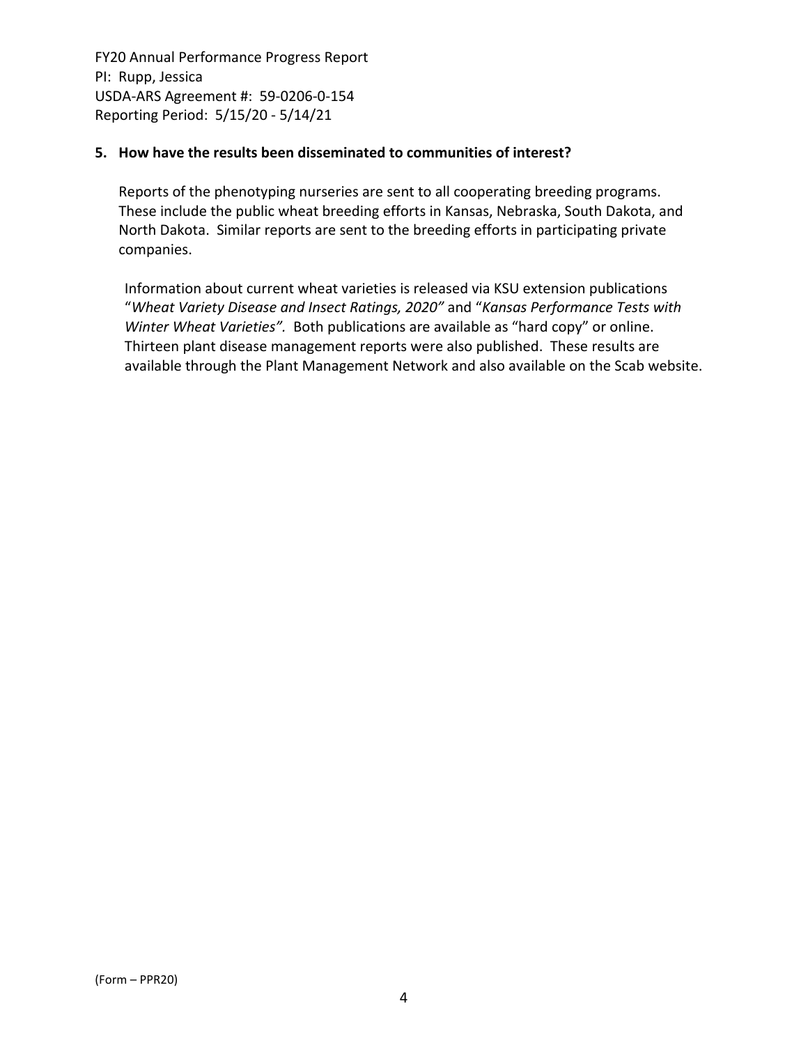**5. How have the results been disseminated to communities of interest?**

Reports of the phenotyping nurseries are sent to all cooperating breeding programs. These include the public wheat breeding efforts in Kansas, Nebraska, South Dakota, and North Dakota. Similar reports are sent to the breeding efforts in participating private companies.

Information about current wheat varieties is released via KSU extension publications "*Wheat Variety Disease and Insect Ratings, 2020"* and "*Kansas Performance Tests with Winter Wheat Varieties".* Both publications are available as "hard copy" or online. Thirteen plant disease management reports were also published. These results are available through the Plant Management Network and also available on the Scab website.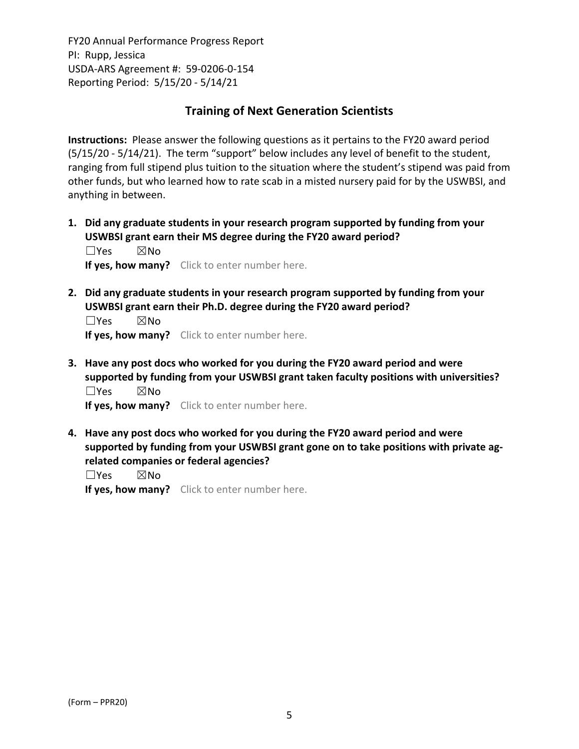## Training of Next Generation Scientists

**Instructions:** Please answer the following questions as it pertains to the FY20 award period (5/15/20 - 5/14/21). The term "support" below includes any level of benefit to the student, ranging from full stipend plus tuition to the situation where the student's stipend was paid from other funds, but who learned how to rate scab in a misted nursery paid for by the USWBSI, and anything in between.

1. **Did any graduate students in your research program supported by funding from your USWBSI grant earn their MS degree during the FY20 award period?**
   ☐Yes ☒No
   **If yes, how many?** Click to enter number here.

2. **Did any graduate students in your research program supported by funding from your USWBSI grant earn their Ph.D. degree during the FY20 award period?**
   ☐Yes ☒No
   **If yes, how many?** Click to enter number here.

3. **Have any post docs who worked for you during the FY20 award period and were supported by funding from your USWBSI grant taken faculty positions with universities?**
   ☐Yes ☒No
   **If yes, how many?** Click to enter number here.

4. **Have any post docs who worked for you during the FY20 award period and were supported by funding from your USWBSI grant gone on to take positions with private ag-related companies or federal agencies?**
   ☐Yes ☒No
   **If yes, how many?** Click to enter number here.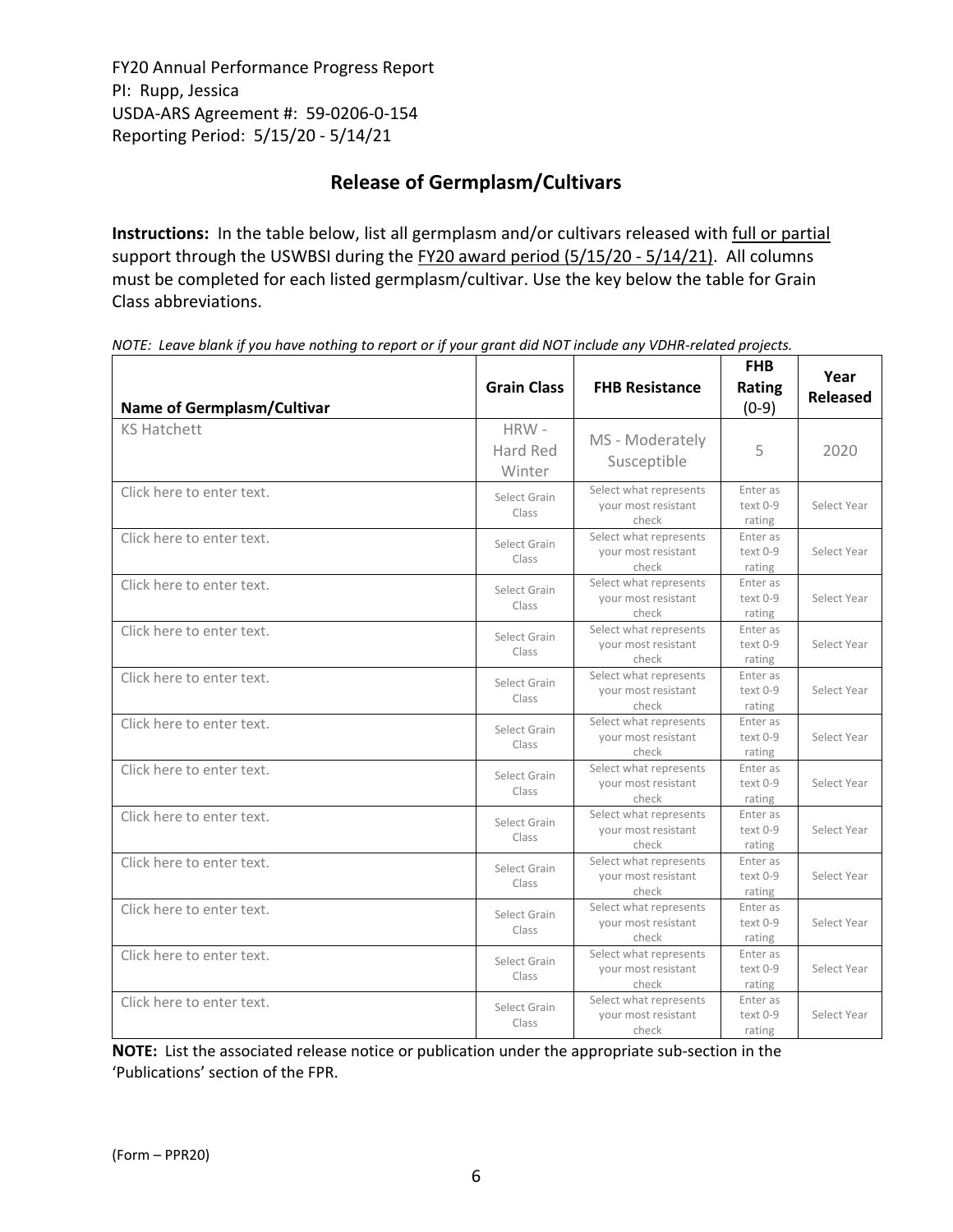FY20 Annual Performance Progress Report
PI: Rupp, Jessica
USDA-ARS Agreement #: 59-0206-0-154
Reporting Period: 5/15/20 - 5/14/21

## Release of Germplasm/Cultivars

**Instructions:** In the table below, list all germplasm and/or cultivars released with full or partial support through the USWBSI during the FY20 award period (5/15/20 - 5/14/21). All columns must be completed for each listed germplasm/cultivar. Use the key below the table for Grain Class abbreviations.

*NOTE: Leave blank if you have nothing to report or if your grant did NOT include any VDHR-related projects.*

| Name of Germplasm/Cultivar | Grain Class | FHB Resistance | FHB Rating (0-9) | Year Released |
|---|---|---|---|---|
| KS Hatchett | HRW - Hard Red Winter | MS - Moderately Susceptible | 5 | 2020 |
| Click here to enter text. | Select Grain Class | Select what represents your most resistant check | Enter as text 0-9 rating | Select Year |
| Click here to enter text. | Select Grain Class | Select what represents your most resistant check | Enter as text 0-9 rating | Select Year |
| Click here to enter text. | Select Grain Class | Select what represents your most resistant check | Enter as text 0-9 rating | Select Year |
| Click here to enter text. | Select Grain Class | Select what represents your most resistant check | Enter as text 0-9 rating | Select Year |
| Click here to enter text. | Select Grain Class | Select what represents your most resistant check | Enter as text 0-9 rating | Select Year |
| Click here to enter text. | Select Grain Class | Select what represents your most resistant check | Enter as text 0-9 rating | Select Year |
| Click here to enter text. | Select Grain Class | Select what represents your most resistant check | Enter as text 0-9 rating | Select Year |
| Click here to enter text. | Select Grain Class | Select what represents your most resistant check | Enter as text 0-9 rating | Select Year |
| Click here to enter text. | Select Grain Class | Select what represents your most resistant check | Enter as text 0-9 rating | Select Year |
| Click here to enter text. | Select Grain Class | Select what represents your most resistant check | Enter as text 0-9 rating | Select Year |
| Click here to enter text. | Select Grain Class | Select what represents your most resistant check | Enter as text 0-9 rating | Select Year |
| Click here to enter text. | Select Grain Class | Select what represents your most resistant check | Enter as text 0-9 rating | Select Year |

**NOTE:** List the associated release notice or publication under the appropriate sub-section in the 'Publications' section of the FPR.

(Form – PPR20)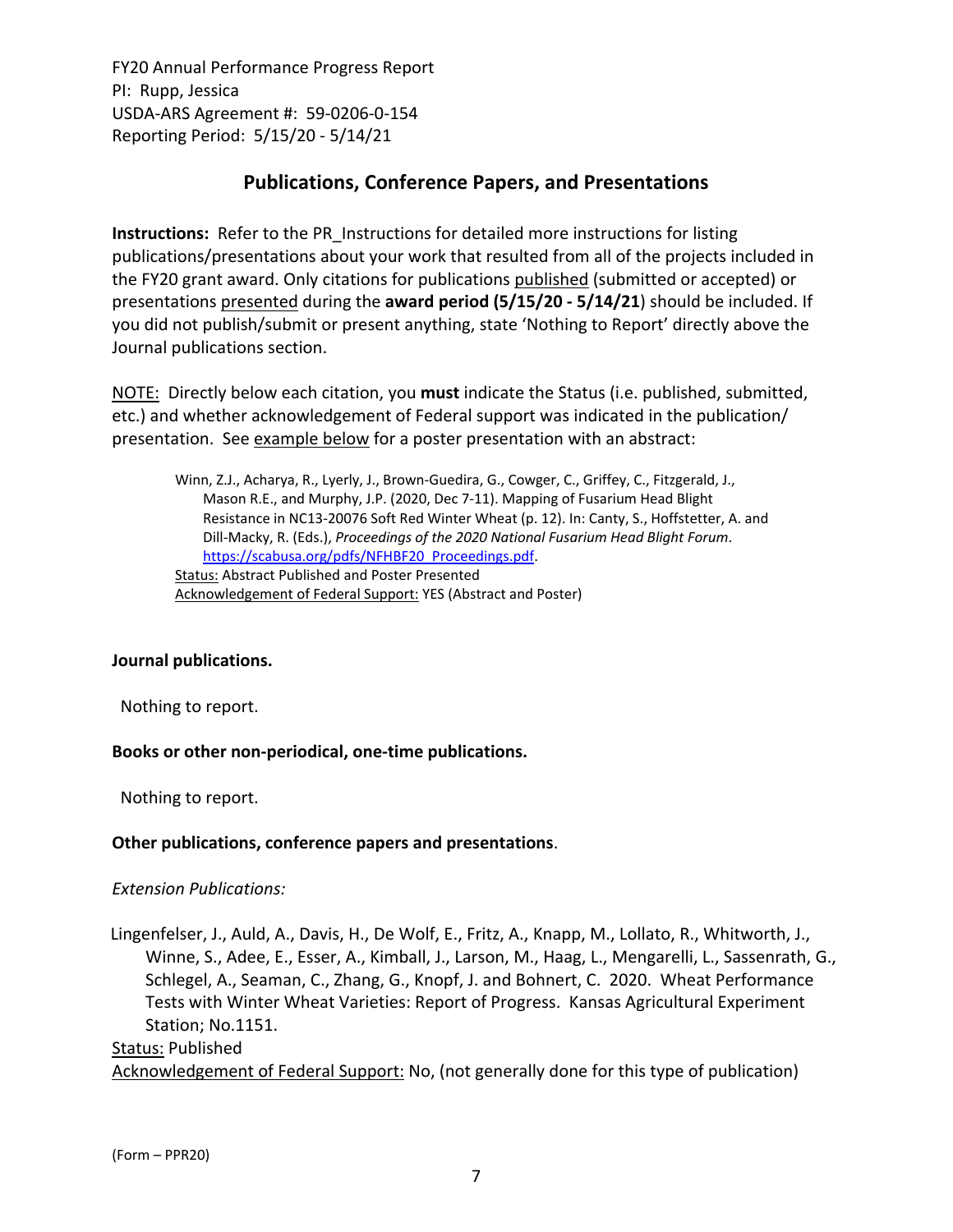FY20 Annual Performance Progress Report
PI: Rupp, Jessica
USDA-ARS Agreement #: 59-0206-0-154
Reporting Period: 5/15/20 - 5/14/21

## Publications, Conference Papers, and Presentations

**Instructions:** Refer to the PR_Instructions for detailed more instructions for listing publications/presentations about your work that resulted from all of the projects included in the FY20 grant award. Only citations for publications published (submitted or accepted) or presentations presented during the **award period (5/15/20 - 5/14/21)** should be included. If you did not publish/submit or present anything, state 'Nothing to Report' directly above the Journal publications section.

NOTE: Directly below each citation, you **must** indicate the Status (i.e. published, submitted, etc.) and whether acknowledgement of Federal support was indicated in the publication/ presentation. See example below for a poster presentation with an abstract:

> Winn, Z.J., Acharya, R., Lyerly, J., Brown-Guedira, G., Cowger, C., Griffey, C., Fitzgerald, J., Mason R.E., and Murphy, J.P. (2020, Dec 7-11). Mapping of Fusarium Head Blight Resistance in NC13-20076 Soft Red Winter Wheat (p. 12). In: Canty, S., Hoffstetter, A. and Dill-Macky, R. (Eds.), *Proceedings of the 2020 National Fusarium Head Blight Forum*. https://scabusa.org/pdfs/NFHBF20_Proceedings.pdf.
> Status: Abstract Published and Poster Presented
> Acknowledgement of Federal Support: YES (Abstract and Poster)

**Journal publications.**

Nothing to report.

**Books or other non-periodical, one-time publications.**

Nothing to report.

**Other publications, conference papers and presentations**.

*Extension Publications:*

Lingenfelser, J., Auld, A., Davis, H., De Wolf, E., Fritz, A., Knapp, M., Lollato, R., Whitworth, J., Winne, S., Adee, E., Esser, A., Kimball, J., Larson, M., Haag, L., Mengarelli, L., Sassenrath, G., Schlegel, A., Seaman, C., Zhang, G., Knopf, J. and Bohnert, C. 2020. Wheat Performance Tests with Winter Wheat Varieties: Report of Progress. Kansas Agricultural Experiment Station; No.1151.
Status: Published
Acknowledgement of Federal Support: No, (not generally done for this type of publication)

(Form – PPR20)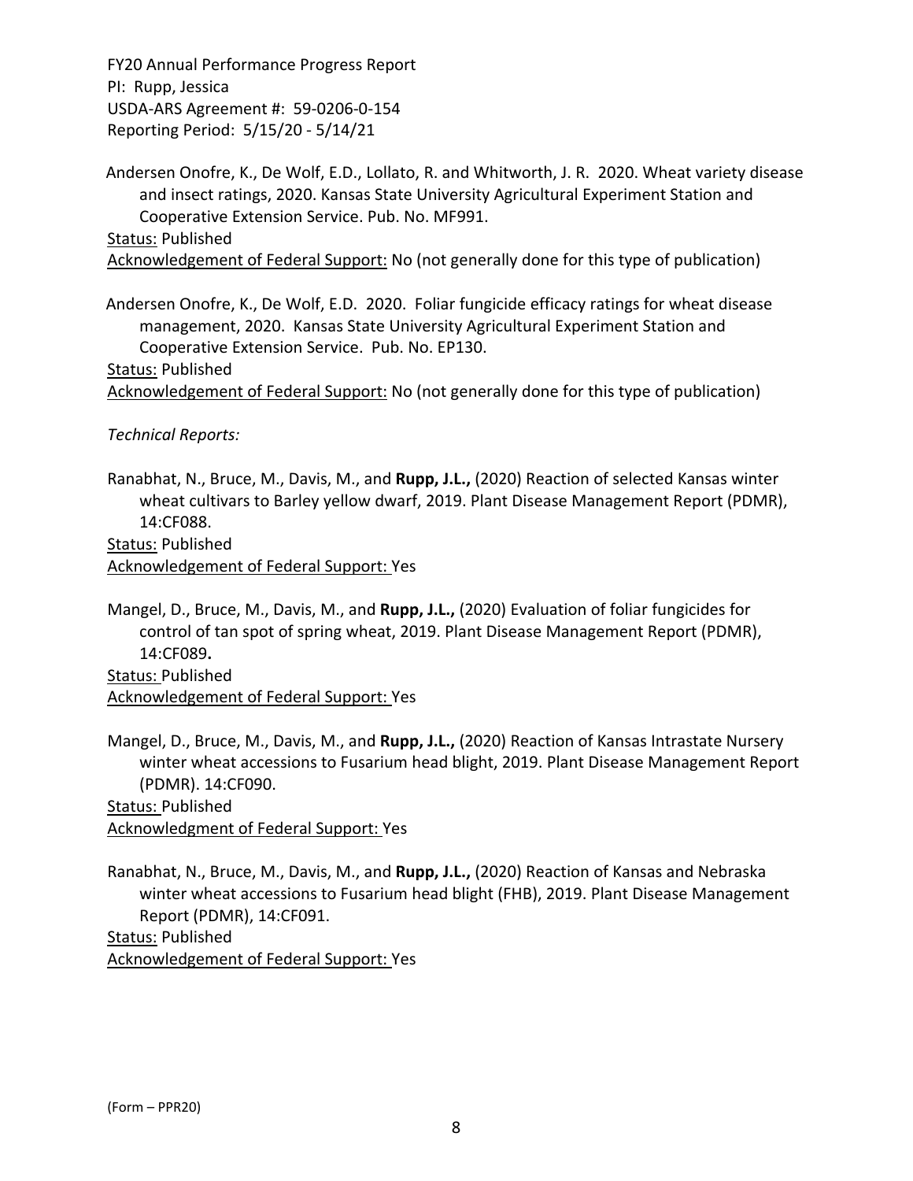Andersen Onofre, K., De Wolf, E.D., Lollato, R. and Whitworth, J. R. 2020. Wheat variety disease and insect ratings, 2020. Kansas State University Agricultural Experiment Station and Cooperative Extension Service. Pub. No. MF991.

Status: Published

Acknowledgement of Federal Support: No (not generally done for this type of publication)

Andersen Onofre, K., De Wolf, E.D. 2020. Foliar fungicide efficacy ratings for wheat disease management, 2020. Kansas State University Agricultural Experiment Station and Cooperative Extension Service. Pub. No. EP130.

Status: Published

Acknowledgement of Federal Support: No (not generally done for this type of publication)

*Technical Reports:*

Ranabhat, N., Bruce, M., Davis, M., and **Rupp, J.L.,** (2020) Reaction of selected Kansas winter wheat cultivars to Barley yellow dwarf, 2019. Plant Disease Management Report (PDMR), 14:CF088.

Status: Published

Acknowledgement of Federal Support: Yes

Mangel, D., Bruce, M., Davis, M., and **Rupp, J.L.,** (2020) Evaluation of foliar fungicides for control of tan spot of spring wheat, 2019. Plant Disease Management Report (PDMR), 14:CF089**.**

Status: Published

Acknowledgement of Federal Support: Yes

Mangel, D., Bruce, M., Davis, M., and **Rupp, J.L.,** (2020) Reaction of Kansas Intrastate Nursery winter wheat accessions to Fusarium head blight, 2019. Plant Disease Management Report (PDMR). 14:CF090.

Status: Published

Acknowledgment of Federal Support: Yes

Ranabhat, N., Bruce, M., Davis, M., and **Rupp, J.L.,** (2020) Reaction of Kansas and Nebraska winter wheat accessions to Fusarium head blight (FHB), 2019. Plant Disease Management Report (PDMR), 14:CF091.

Status: Published

Acknowledgement of Federal Support: Yes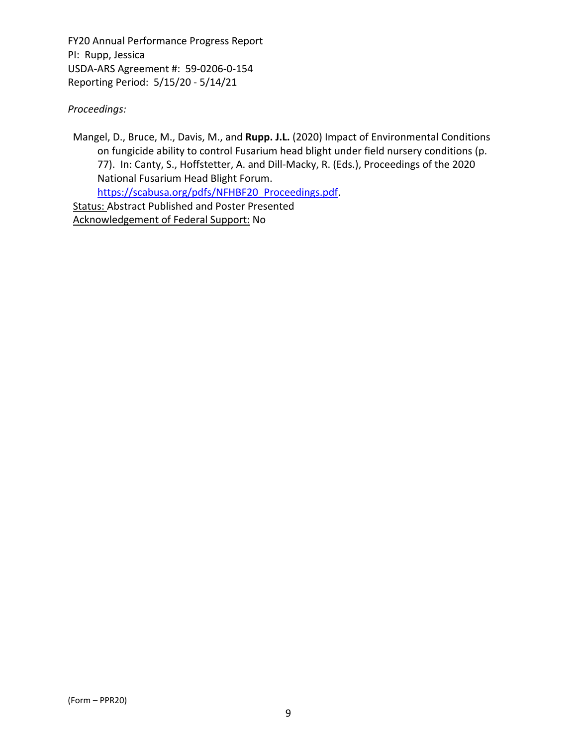FY20 Annual Performance Progress Report
PI: Rupp, Jessica
USDA-ARS Agreement #: 59-0206-0-154
Reporting Period: 5/15/20 - 5/14/21

*Proceedings:*

Mangel, D., Bruce, M., Davis, M., and **Rupp. J.L.** (2020) Impact of Environmental Conditions on fungicide ability to control Fusarium head blight under field nursery conditions (p. 77). In: Canty, S., Hoffstetter, A. and Dill-Macky, R. (Eds.), Proceedings of the 2020 National Fusarium Head Blight Forum. https://scabusa.org/pdfs/NFHBF20_Proceedings.pdf.
Status: Abstract Published and Poster Presented
Acknowledgement of Federal Support: No

(Form – PPR20)